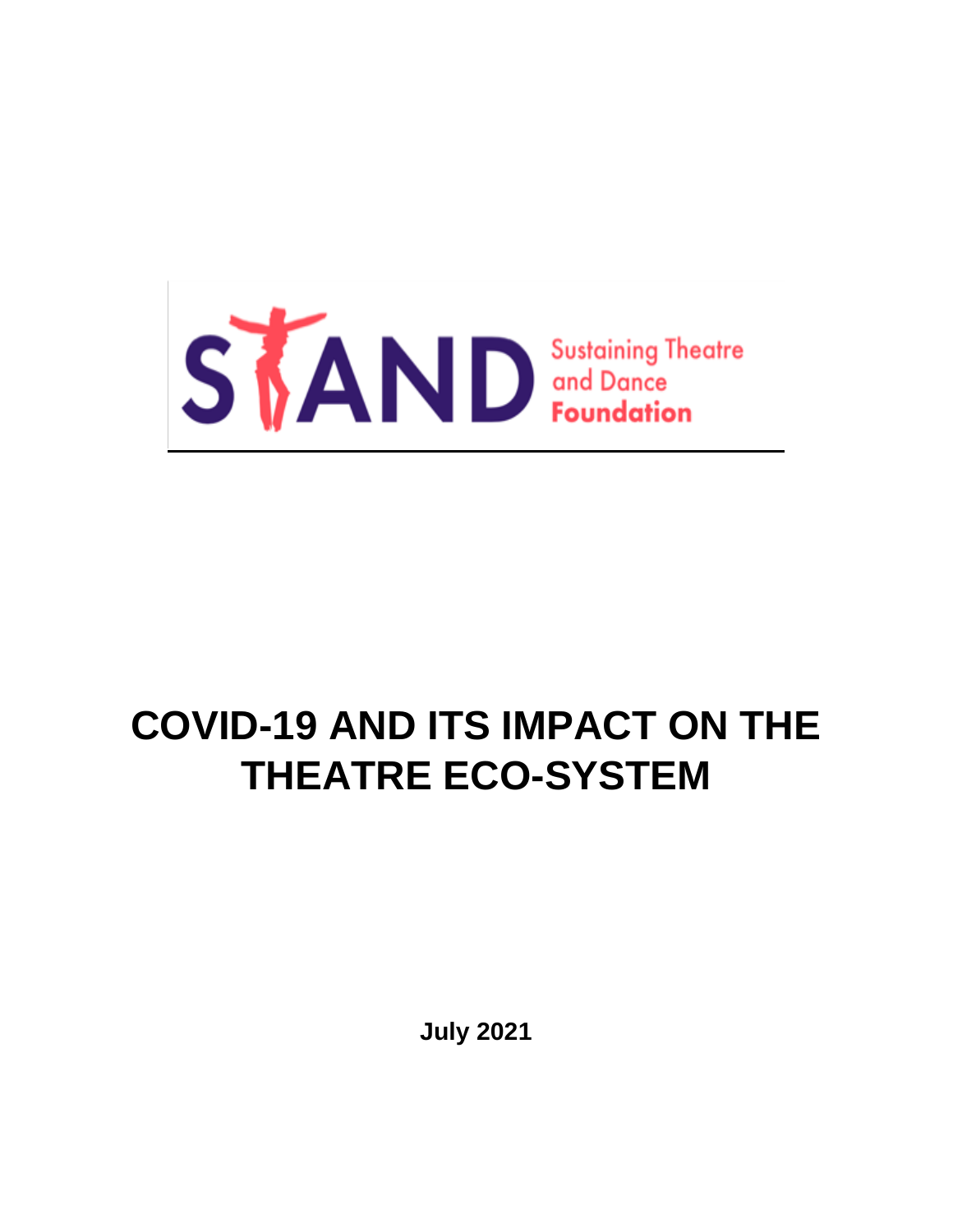STAND Sustaining Theatre and Dance Foundation

# COVID-19 AND ITS IMPACT ON THE THEATRE ECO-SYSTEM

**July 2021**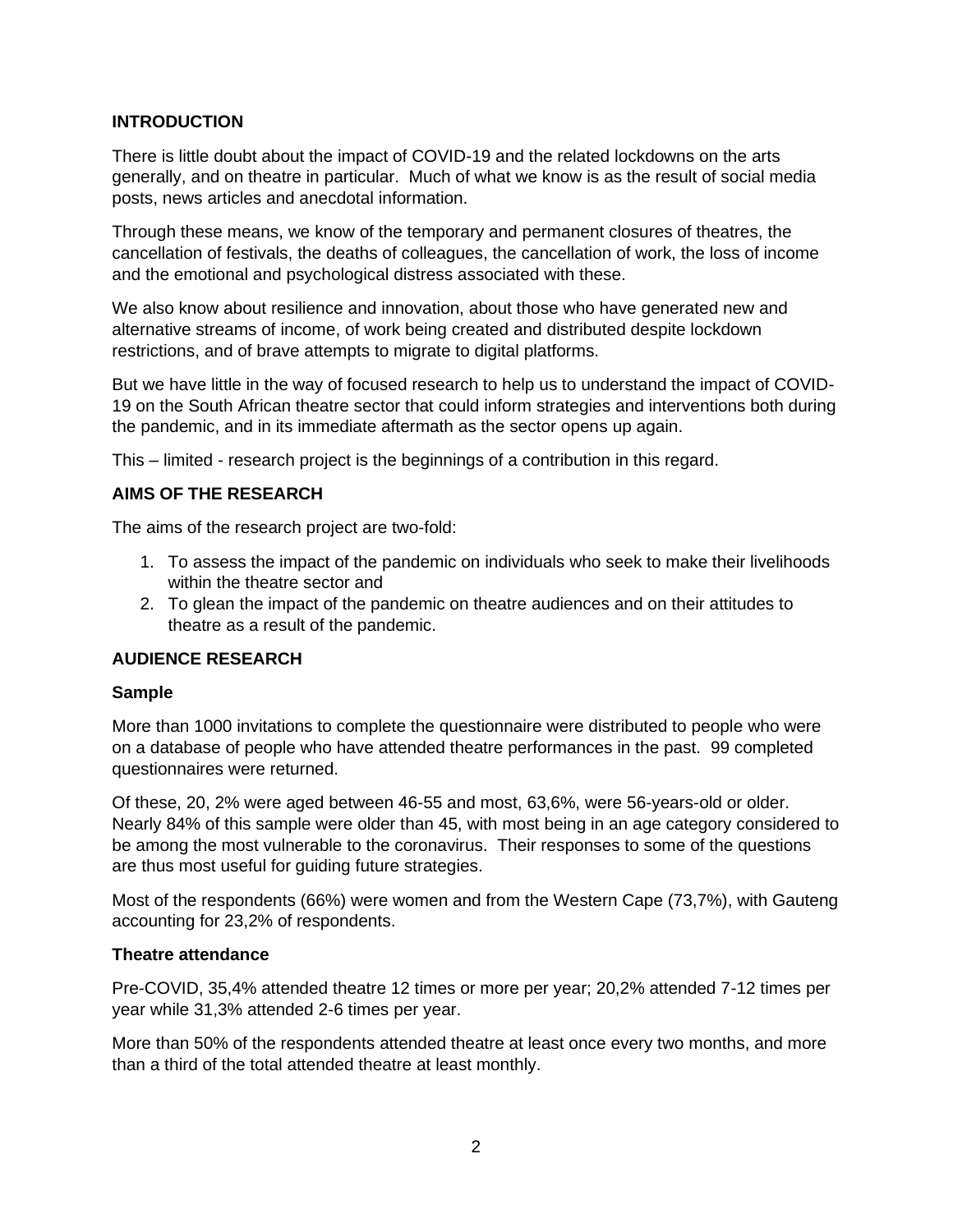## INTRODUCTION

There is little doubt about the impact of COVID-19 and the related lockdowns on the arts generally, and on theatre in particular. Much of what we know is as the result of social media posts, news articles and anecdotal information.

Through these means, we know of the temporary and permanent closures of theatres, the cancellation of festivals, the deaths of colleagues, the cancellation of work, the loss of income and the emotional and psychological distress associated with these.

We also know about resilience and innovation, about those who have generated new and alternative streams of income, of work being created and distributed despite lockdown restrictions, and of brave attempts to migrate to digital platforms.

But we have little in the way of focused research to help us to understand the impact of COVID-19 on the South African theatre sector that could inform strategies and interventions both during the pandemic, and in its immediate aftermath as the sector opens up again.

This – limited - research project is the beginnings of a contribution in this regard.

## AIMS OF THE RESEARCH

The aims of the research project are two-fold:

1. To assess the impact of the pandemic on individuals who seek to make their livelihoods within the theatre sector and
2. To glean the impact of the pandemic on theatre audiences and on their attitudes to theatre as a result of the pandemic.

## AUDIENCE RESEARCH

### Sample

More than 1000 invitations to complete the questionnaire were distributed to people who were on a database of people who have attended theatre performances in the past. 99 completed questionnaires were returned.

Of these, 20, 2% were aged between 46-55 and most, 63,6%, were 56-years-old or older. Nearly 84% of this sample were older than 45, with most being in an age category considered to be among the most vulnerable to the coronavirus. Their responses to some of the questions are thus most useful for guiding future strategies.

Most of the respondents (66%) were women and from the Western Cape (73,7%), with Gauteng accounting for 23,2% of respondents.

### Theatre attendance

Pre-COVID, 35,4% attended theatre 12 times or more per year; 20,2% attended 7-12 times per year while 31,3% attended 2-6 times per year.

More than 50% of the respondents attended theatre at least once every two months, and more than a third of the total attended theatre at least monthly.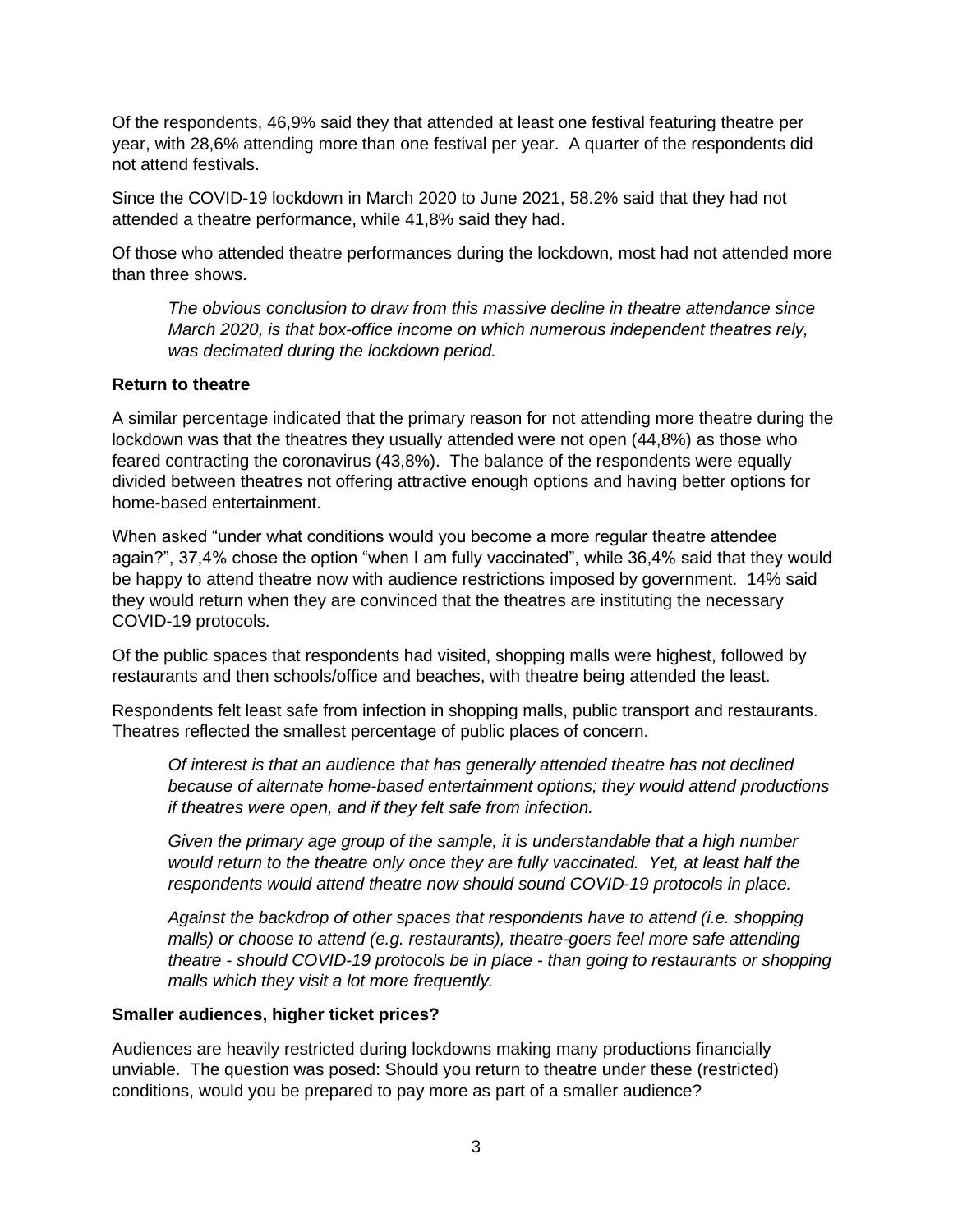Of the respondents, 46,9% said they that attended at least one festival featuring theatre per year, with 28,6% attending more than one festival per year. A quarter of the respondents did not attend festivals.

Since the COVID-19 lockdown in March 2020 to June 2021, 58.2% said that they had not attended a theatre performance, while 41,8% said they had.

Of those who attended theatre performances during the lockdown, most had not attended more than three shows.

> *The obvious conclusion to draw from this massive decline in theatre attendance since March 2020, is that box-office income on which numerous independent theatres rely, was decimated during the lockdown period.*

### Return to theatre

A similar percentage indicated that the primary reason for not attending more theatre during the lockdown was that the theatres they usually attended were not open (44,8%) as those who feared contracting the coronavirus (43,8%). The balance of the respondents were equally divided between theatres not offering attractive enough options and having better options for home-based entertainment.

When asked "under what conditions would you become a more regular theatre attendee again?", 37,4% chose the option "when I am fully vaccinated", while 36,4% said that they would be happy to attend theatre now with audience restrictions imposed by government. 14% said they would return when they are convinced that the theatres are instituting the necessary COVID-19 protocols.

Of the public spaces that respondents had visited, shopping malls were highest, followed by restaurants and then schools/office and beaches, with theatre being attended the least.

Respondents felt least safe from infection in shopping malls, public transport and restaurants. Theatres reflected the smallest percentage of public places of concern.

> *Of interest is that an audience that has generally attended theatre has not declined because of alternate home-based entertainment options; they would attend productions if theatres were open, and if they felt safe from infection.*
>
> *Given the primary age group of the sample, it is understandable that a high number would return to the theatre only once they are fully vaccinated. Yet, at least half the respondents would attend theatre now should sound COVID-19 protocols in place.*
>
> *Against the backdrop of other spaces that respondents have to attend (i.e. shopping malls) or choose to attend (e.g. restaurants), theatre-goers feel more safe attending theatre - should COVID-19 protocols be in place - than going to restaurants or shopping malls which they visit a lot more frequently.*

### Smaller audiences, higher ticket prices?

Audiences are heavily restricted during lockdowns making many productions financially unviable. The question was posed: Should you return to theatre under these (restricted) conditions, would you be prepared to pay more as part of a smaller audience?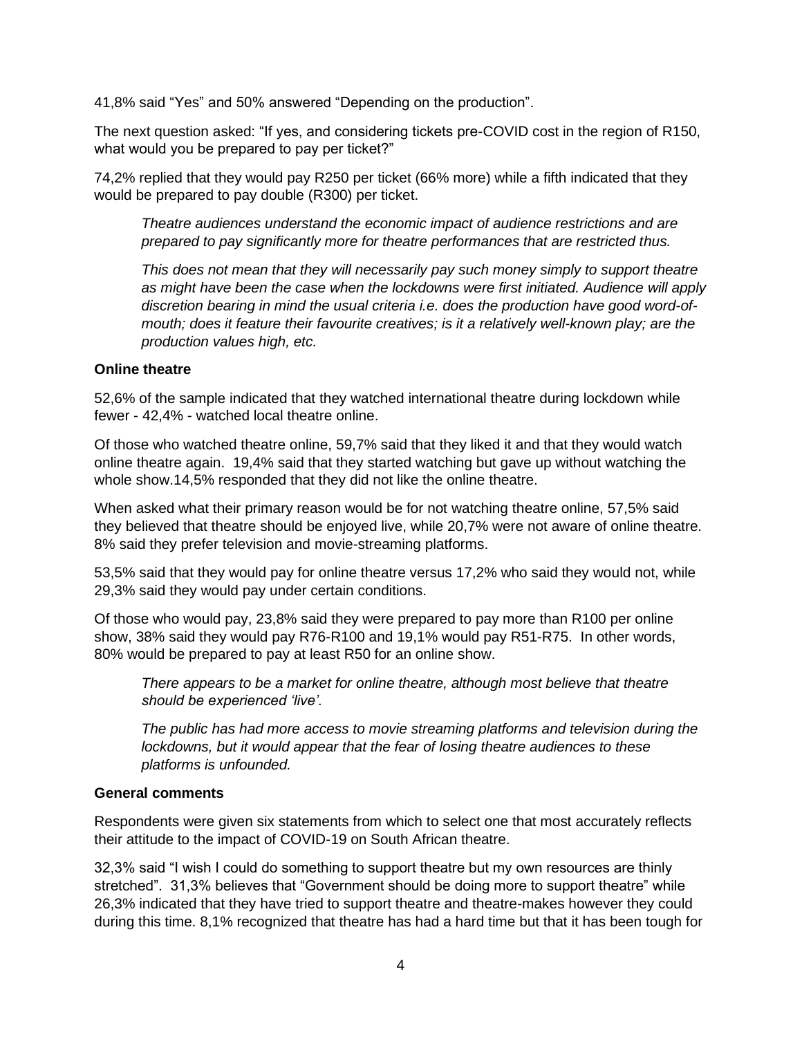41,8% said "Yes" and 50% answered "Depending on the production".

The next question asked: "If yes, and considering tickets pre-COVID cost in the region of R150, what would you be prepared to pay per ticket?"

74,2% replied that they would pay R250 per ticket (66% more) while a fifth indicated that they would be prepared to pay double (R300) per ticket.

> *Theatre audiences understand the economic impact of audience restrictions and are prepared to pay significantly more for theatre performances that are restricted thus.*
>
> *This does not mean that they will necessarily pay such money simply to support theatre as might have been the case when the lockdowns were first initiated. Audience will apply discretion bearing in mind the usual criteria i.e. does the production have good word-of-mouth; does it feature their favourite creatives; is it a relatively well-known play; are the production values high, etc.*

**Online theatre**

52,6% of the sample indicated that they watched international theatre during lockdown while fewer - 42,4% - watched local theatre online.

Of those who watched theatre online, 59,7% said that they liked it and that they would watch online theatre again. 19,4% said that they started watching but gave up without watching the whole show.14,5% responded that they did not like the online theatre.

When asked what their primary reason would be for not watching theatre online, 57,5% said they believed that theatre should be enjoyed live, while 20,7% were not aware of online theatre. 8% said they prefer television and movie-streaming platforms.

53,5% said that they would pay for online theatre versus 17,2% who said they would not, while 29,3% said they would pay under certain conditions.

Of those who would pay, 23,8% said they were prepared to pay more than R100 per online show, 38% said they would pay R76-R100 and 19,1% would pay R51-R75. In other words, 80% would be prepared to pay at least R50 for an online show.

> *There appears to be a market for online theatre, although most believe that theatre should be experienced 'live'.*
>
> *The public has had more access to movie streaming platforms and television during the lockdowns, but it would appear that the fear of losing theatre audiences to these platforms is unfounded.*

**General comments**

Respondents were given six statements from which to select one that most accurately reflects their attitude to the impact of COVID-19 on South African theatre.

32,3% said "I wish I could do something to support theatre but my own resources are thinly stretched". 31,3% believes that "Government should be doing more to support theatre" while 26,3% indicated that they have tried to support theatre and theatre-makes however they could during this time. 8,1% recognized that theatre has had a hard time but that it has been tough for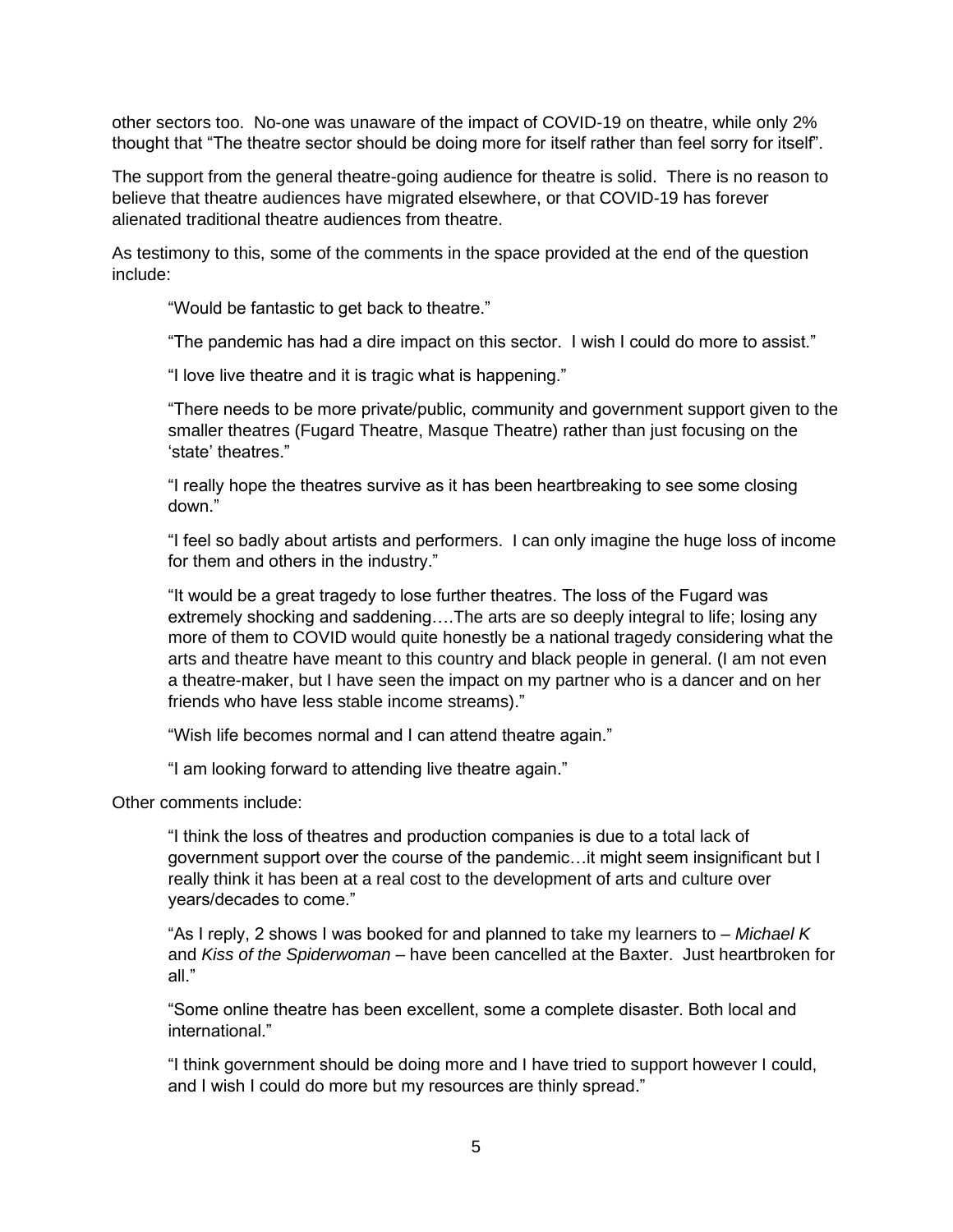other sectors too. No-one was unaware of the impact of COVID-19 on theatre, while only 2% thought that "The theatre sector should be doing more for itself rather than feel sorry for itself".

The support from the general theatre-going audience for theatre is solid. There is no reason to believe that theatre audiences have migrated elsewhere, or that COVID-19 has forever alienated traditional theatre audiences from theatre.

As testimony to this, some of the comments in the space provided at the end of the question include:

> "Would be fantastic to get back to theatre."
>
> "The pandemic has had a dire impact on this sector. I wish I could do more to assist."
>
> "I love live theatre and it is tragic what is happening."
>
> "There needs to be more private/public, community and government support given to the smaller theatres (Fugard Theatre, Masque Theatre) rather than just focusing on the 'state' theatres."
>
> "I really hope the theatres survive as it has been heartbreaking to see some closing down."
>
> "I feel so badly about artists and performers. I can only imagine the huge loss of income for them and others in the industry."
>
> "It would be a great tragedy to lose further theatres. The loss of the Fugard was extremely shocking and saddening….The arts are so deeply integral to life; losing any more of them to COVID would quite honestly be a national tragedy considering what the arts and theatre have meant to this country and black people in general. (I am not even a theatre-maker, but I have seen the impact on my partner who is a dancer and on her friends who have less stable income streams)."
>
> "Wish life becomes normal and I can attend theatre again."
>
> "I am looking forward to attending live theatre again."

Other comments include:

> "I think the loss of theatres and production companies is due to a total lack of government support over the course of the pandemic…it might seem insignificant but I really think it has been at a real cost to the development of arts and culture over years/decades to come."
>
> "As I reply, 2 shows I was booked for and planned to take my learners to – *Michael K* and *Kiss of the Spiderwoman* – have been cancelled at the Baxter. Just heartbroken for all."
>
> "Some online theatre has been excellent, some a complete disaster. Both local and international."
>
> "I think government should be doing more and I have tried to support however I could, and I wish I could do more but my resources are thinly spread."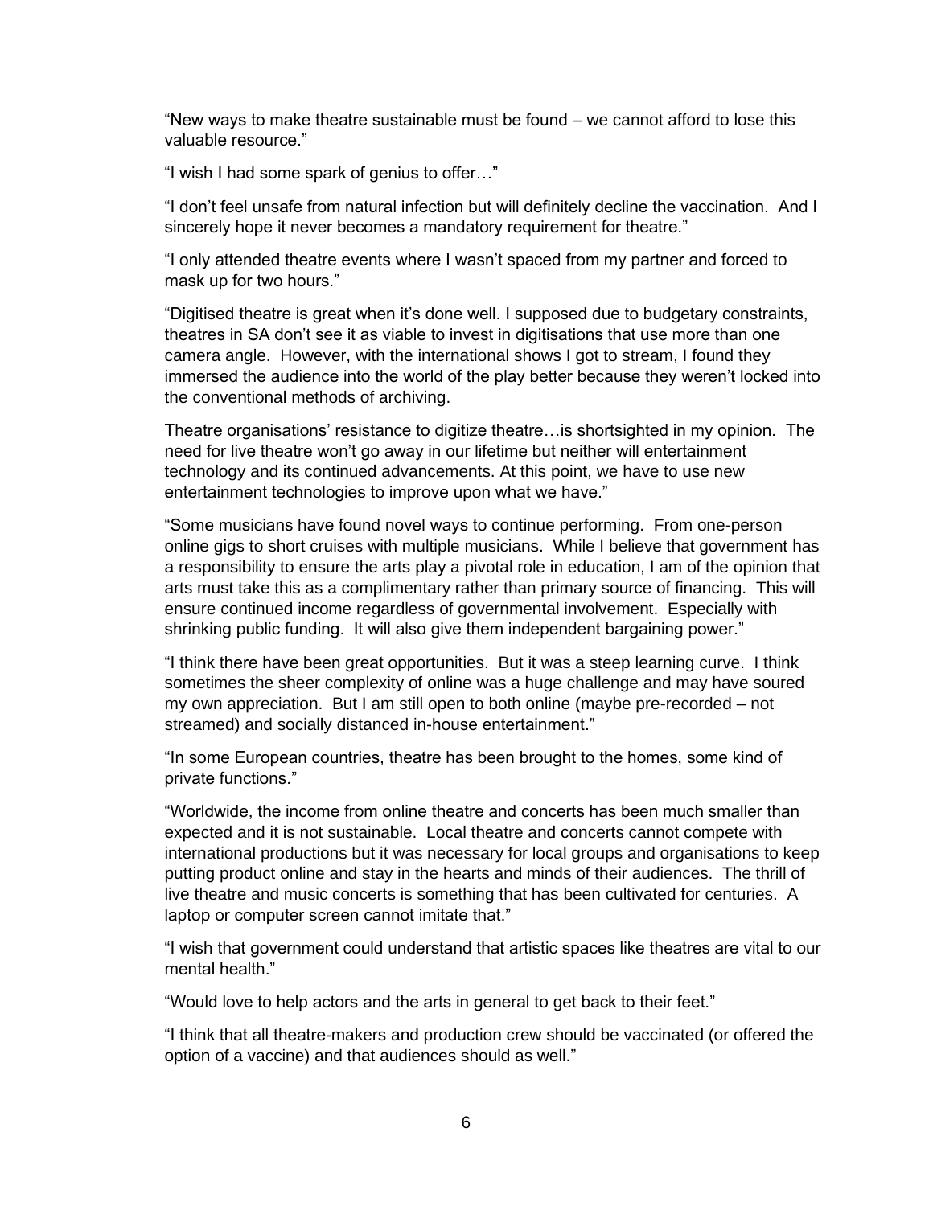“New ways to make theatre sustainable must be found – we cannot afford to lose this valuable resource.”

“I wish I had some spark of genius to offer…”

“I don’t feel unsafe from natural infection but will definitely decline the vaccination. And I sincerely hope it never becomes a mandatory requirement for theatre.”

“I only attended theatre events where I wasn’t spaced from my partner and forced to mask up for two hours.”

“Digitised theatre is great when it’s done well. I supposed due to budgetary constraints, theatres in SA don’t see it as viable to invest in digitisations that use more than one camera angle. However, with the international shows I got to stream, I found they immersed the audience into the world of the play better because they weren’t locked into the conventional methods of archiving.

Theatre organisations’ resistance to digitize theatre…is shortsighted in my opinion. The need for live theatre won’t go away in our lifetime but neither will entertainment technology and its continued advancements. At this point, we have to use new entertainment technologies to improve upon what we have.”

“Some musicians have found novel ways to continue performing. From one-person online gigs to short cruises with multiple musicians. While I believe that government has a responsibility to ensure the arts play a pivotal role in education, I am of the opinion that arts must take this as a complimentary rather than primary source of financing. This will ensure continued income regardless of governmental involvement. Especially with shrinking public funding. It will also give them independent bargaining power.”

“I think there have been great opportunities. But it was a steep learning curve. I think sometimes the sheer complexity of online was a huge challenge and may have soured my own appreciation. But I am still open to both online (maybe pre-recorded – not streamed) and socially distanced in-house entertainment.”

“In some European countries, theatre has been brought to the homes, some kind of private functions.”

“Worldwide, the income from online theatre and concerts has been much smaller than expected and it is not sustainable. Local theatre and concerts cannot compete with international productions but it was necessary for local groups and organisations to keep putting product online and stay in the hearts and minds of their audiences. The thrill of live theatre and music concerts is something that has been cultivated for centuries. A laptop or computer screen cannot imitate that.”

“I wish that government could understand that artistic spaces like theatres are vital to our mental health.”

“Would love to help actors and the arts in general to get back to their feet.”

“I think that all theatre-makers and production crew should be vaccinated (or offered the option of a vaccine) and that audiences should as well.”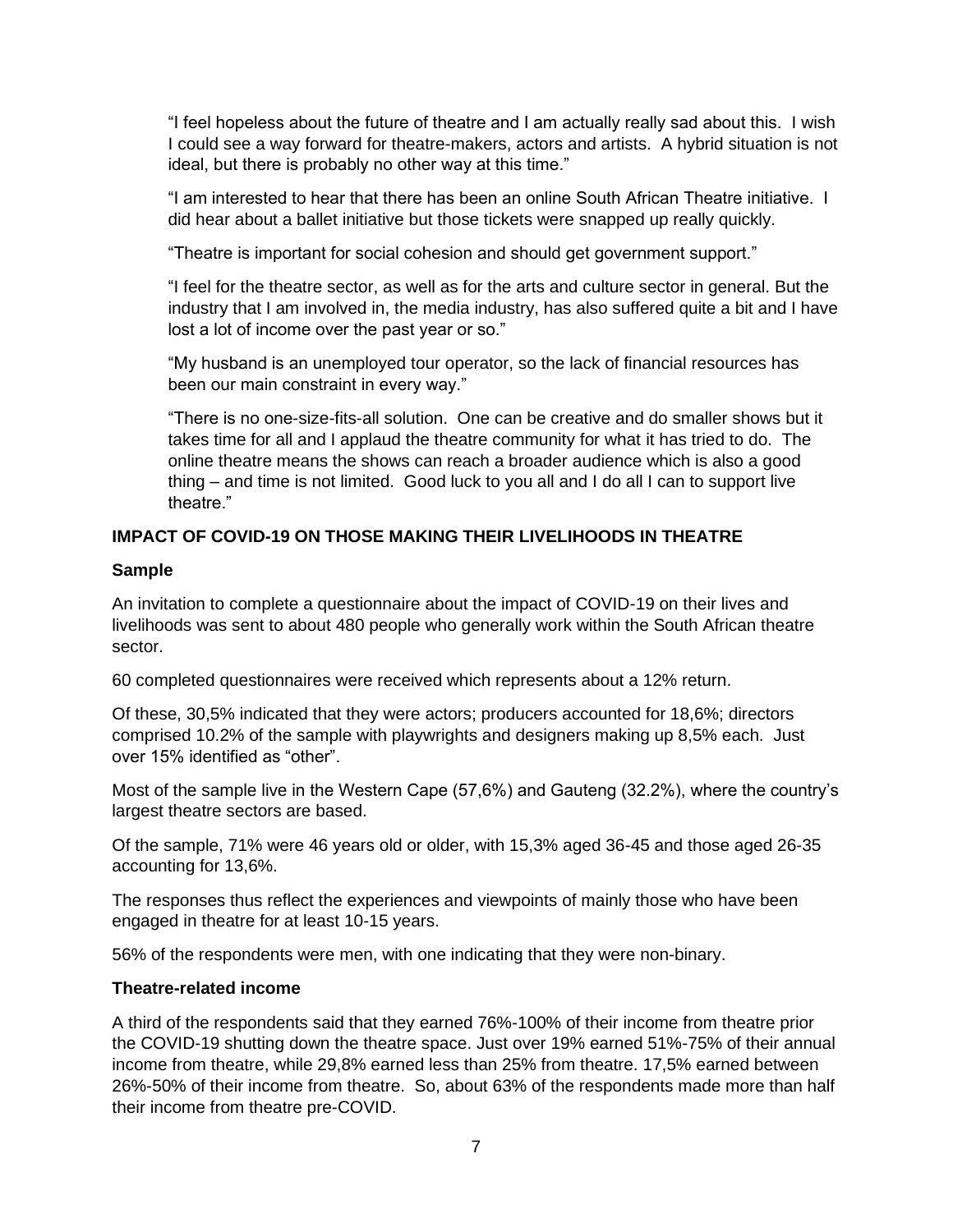"I feel hopeless about the future of theatre and I am actually really sad about this. I wish I could see a way forward for theatre-makers, actors and artists. A hybrid situation is not ideal, but there is probably no other way at this time."

"I am interested to hear that there has been an online South African Theatre initiative. I did hear about a ballet initiative but those tickets were snapped up really quickly.

"Theatre is important for social cohesion and should get government support."

"I feel for the theatre sector, as well as for the arts and culture sector in general. But the industry that I am involved in, the media industry, has also suffered quite a bit and I have lost a lot of income over the past year or so."

"My husband is an unemployed tour operator, so the lack of financial resources has been our main constraint in every way."

"There is no one-size-fits-all solution. One can be creative and do smaller shows but it takes time for all and I applaud the theatre community for what it has tried to do. The online theatre means the shows can reach a broader audience which is also a good thing – and time is not limited. Good luck to you all and I do all I can to support live theatre."

## IMPACT OF COVID-19 ON THOSE MAKING THEIR LIVELIHOODS IN THEATRE

### Sample

An invitation to complete a questionnaire about the impact of COVID-19 on their lives and livelihoods was sent to about 480 people who generally work within the South African theatre sector.

60 completed questionnaires were received which represents about a 12% return.

Of these, 30,5% indicated that they were actors; producers accounted for 18,6%; directors comprised 10.2% of the sample with playwrights and designers making up 8,5% each. Just over 15% identified as "other".

Most of the sample live in the Western Cape (57,6%) and Gauteng (32.2%), where the country's largest theatre sectors are based.

Of the sample, 71% were 46 years old or older, with 15,3% aged 36-45 and those aged 26-35 accounting for 13,6%.

The responses thus reflect the experiences and viewpoints of mainly those who have been engaged in theatre for at least 10-15 years.

56% of the respondents were men, with one indicating that they were non-binary.

### Theatre-related income

A third of the respondents said that they earned 76%-100% of their income from theatre prior the COVID-19 shutting down the theatre space. Just over 19% earned 51%-75% of their annual income from theatre, while 29,8% earned less than 25% from theatre. 17,5% earned between 26%-50% of their income from theatre. So, about 63% of the respondents made more than half their income from theatre pre-COVID.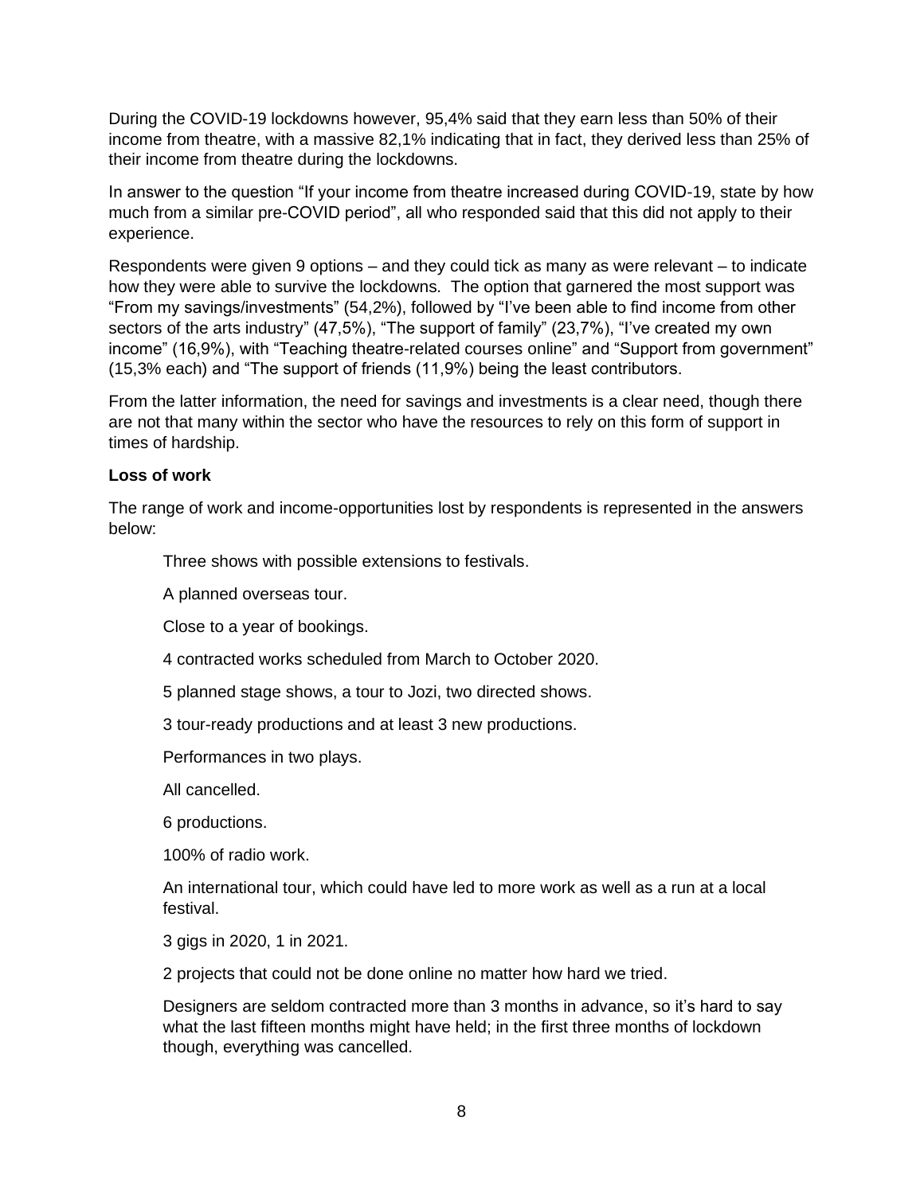During the COVID-19 lockdowns however, 95,4% said that they earn less than 50% of their income from theatre, with a massive 82,1% indicating that in fact, they derived less than 25% of their income from theatre during the lockdowns.

In answer to the question "If your income from theatre increased during COVID-19, state by how much from a similar pre-COVID period", all who responded said that this did not apply to their experience.

Respondents were given 9 options – and they could tick as many as were relevant – to indicate how they were able to survive the lockdowns. The option that garnered the most support was "From my savings/investments" (54,2%), followed by "I've been able to find income from other sectors of the arts industry" (47,5%), "The support of family" (23,7%), "I've created my own income" (16,9%), with "Teaching theatre-related courses online" and "Support from government" (15,3% each) and "The support of friends (11,9%) being the least contributors.

From the latter information, the need for savings and investments is a clear need, though there are not that many within the sector who have the resources to rely on this form of support in times of hardship.

**Loss of work**

The range of work and income-opportunities lost by respondents is represented in the answers below:

> Three shows with possible extensions to festivals.
>
> A planned overseas tour.
>
> Close to a year of bookings.
>
> 4 contracted works scheduled from March to October 2020.
>
> 5 planned stage shows, a tour to Jozi, two directed shows.
>
> 3 tour-ready productions and at least 3 new productions.
>
> Performances in two plays.
>
> All cancelled.
>
> 6 productions.
>
> 100% of radio work.
>
> An international tour, which could have led to more work as well as a run at a local festival.
>
> 3 gigs in 2020, 1 in 2021.
>
> 2 projects that could not be done online no matter how hard we tried.
>
> Designers are seldom contracted more than 3 months in advance, so it's hard to say what the last fifteen months might have held; in the first three months of lockdown though, everything was cancelled.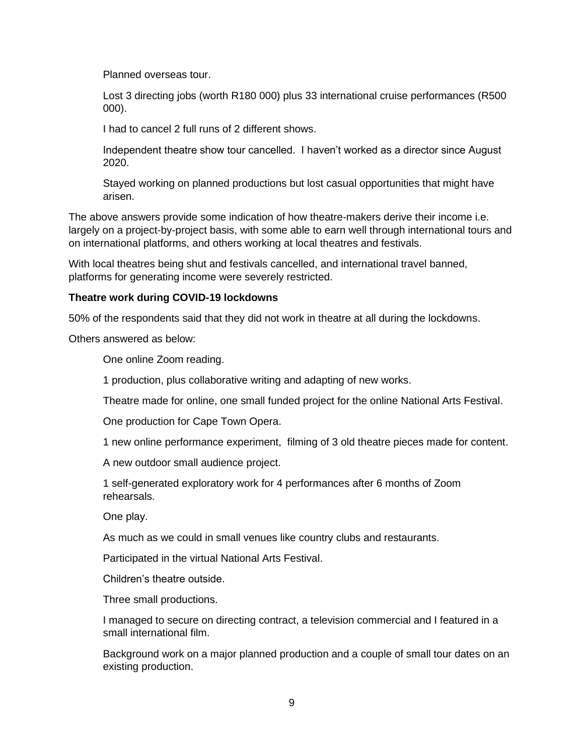> Planned overseas tour.
>
> Lost 3 directing jobs (worth R180 000) plus 33 international cruise performances (R500 000).
>
> I had to cancel 2 full runs of 2 different shows.
>
> Independent theatre show tour cancelled. I haven't worked as a director since August 2020.
>
> Stayed working on planned productions but lost casual opportunities that might have arisen.

The above answers provide some indication of how theatre-makers derive their income i.e. largely on a project-by-project basis, with some able to earn well through international tours and on international platforms, and others working at local theatres and festivals.

With local theatres being shut and festivals cancelled, and international travel banned, platforms for generating income were severely restricted.

**Theatre work during COVID-19 lockdowns**

50% of the respondents said that they did not work in theatre at all during the lockdowns.

Others answered as below:

> One online Zoom reading.
>
> 1 production, plus collaborative writing and adapting of new works.
>
> Theatre made for online, one small funded project for the online National Arts Festival.
>
> One production for Cape Town Opera.
>
> 1 new online performance experiment, filming of 3 old theatre pieces made for content.
>
> A new outdoor small audience project.
>
> 1 self-generated exploratory work for 4 performances after 6 months of Zoom rehearsals.
>
> One play.
>
> As much as we could in small venues like country clubs and restaurants.
>
> Participated in the virtual National Arts Festival.
>
> Children's theatre outside.
>
> Three small productions.
>
> I managed to secure on directing contract, a television commercial and I featured in a small international film.
>
> Background work on a major planned production and a couple of small tour dates on an existing production.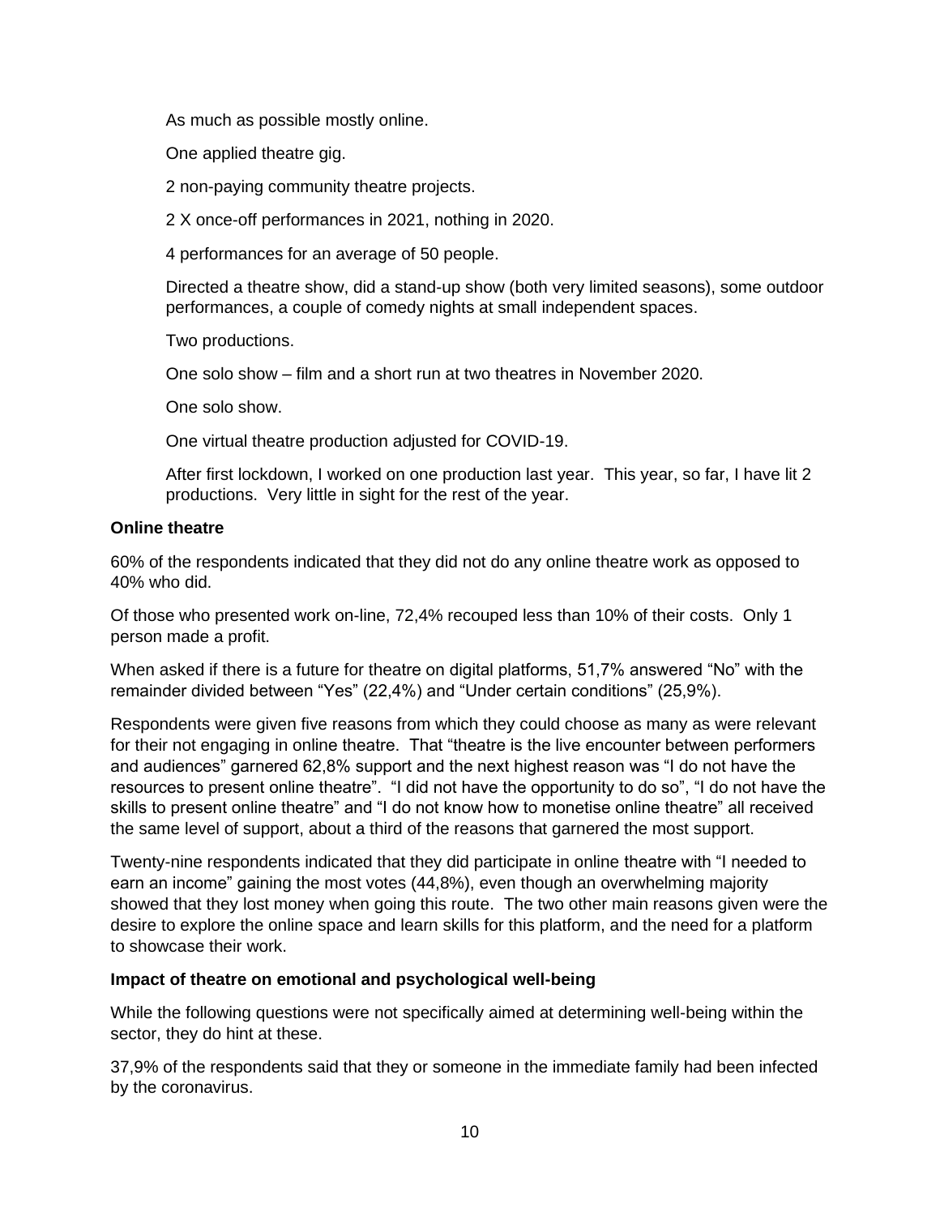As much as possible mostly online.

One applied theatre gig.

2 non-paying community theatre projects.

2 X once-off performances in 2021, nothing in 2020.

4 performances for an average of 50 people.

Directed a theatre show, did a stand-up show (both very limited seasons), some outdoor performances, a couple of comedy nights at small independent spaces.

Two productions.

One solo show – film and a short run at two theatres in November 2020.

One solo show.

One virtual theatre production adjusted for COVID-19.

After first lockdown, I worked on one production last year. This year, so far, I have lit 2 productions. Very little in sight for the rest of the year.

**Online theatre**

60% of the respondents indicated that they did not do any online theatre work as opposed to 40% who did.

Of those who presented work on-line, 72,4% recouped less than 10% of their costs. Only 1 person made a profit.

When asked if there is a future for theatre on digital platforms, 51,7% answered "No" with the remainder divided between "Yes" (22,4%) and "Under certain conditions" (25,9%).

Respondents were given five reasons from which they could choose as many as were relevant for their not engaging in online theatre. That "theatre is the live encounter between performers and audiences" garnered 62,8% support and the next highest reason was "I do not have the resources to present online theatre". "I did not have the opportunity to do so", "I do not have the skills to present online theatre" and "I do not know how to monetise online theatre" all received the same level of support, about a third of the reasons that garnered the most support.

Twenty-nine respondents indicated that they did participate in online theatre with "I needed to earn an income" gaining the most votes (44,8%), even though an overwhelming majority showed that they lost money when going this route. The two other main reasons given were the desire to explore the online space and learn skills for this platform, and the need for a platform to showcase their work.

**Impact of theatre on emotional and psychological well-being**

While the following questions were not specifically aimed at determining well-being within the sector, they do hint at these.

37,9% of the respondents said that they or someone in the immediate family had been infected by the coronavirus.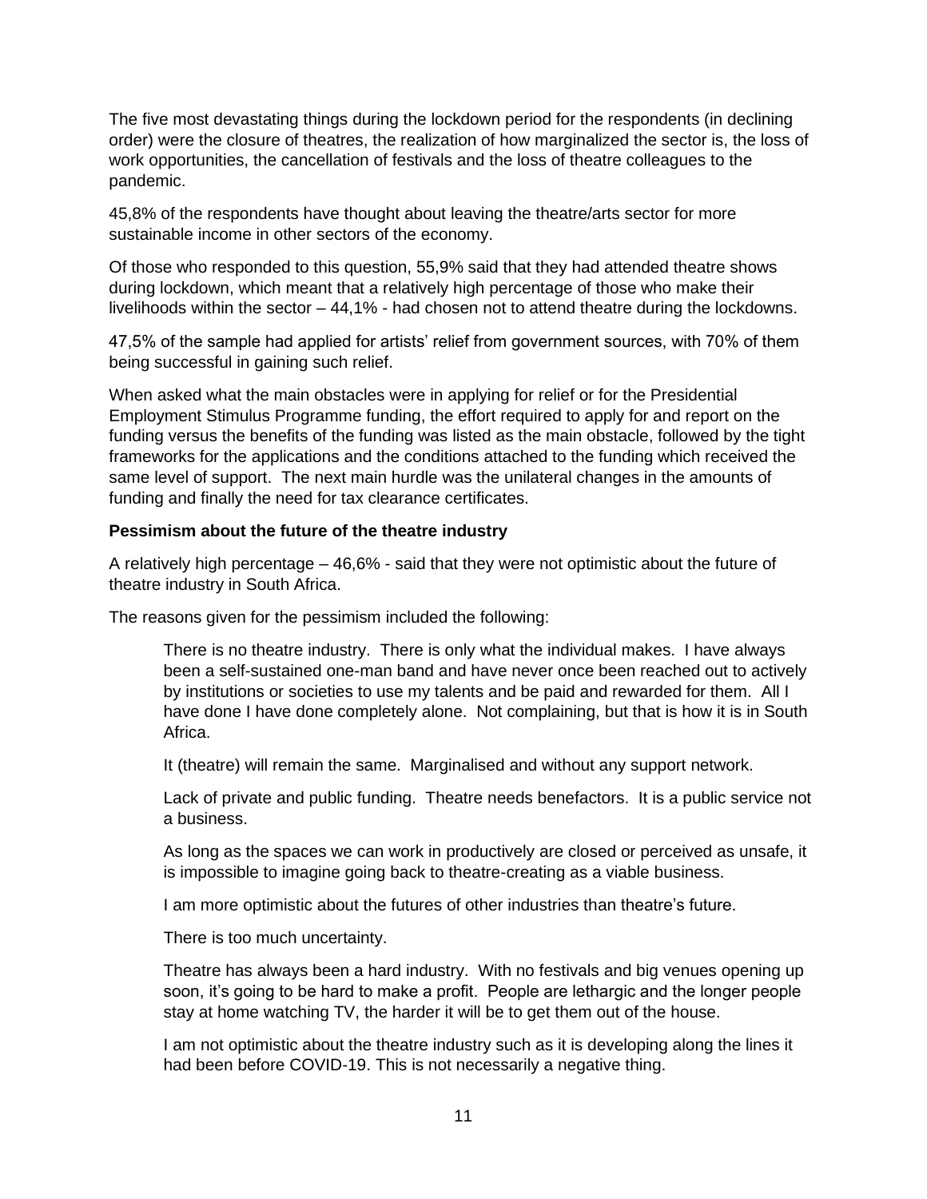The five most devastating things during the lockdown period for the respondents (in declining order) were the closure of theatres, the realization of how marginalized the sector is, the loss of work opportunities, the cancellation of festivals and the loss of theatre colleagues to the pandemic.

45,8% of the respondents have thought about leaving the theatre/arts sector for more sustainable income in other sectors of the economy.

Of those who responded to this question, 55,9% said that they had attended theatre shows during lockdown, which meant that a relatively high percentage of those who make their livelihoods within the sector – 44,1% - had chosen not to attend theatre during the lockdowns.

47,5% of the sample had applied for artists' relief from government sources, with 70% of them being successful in gaining such relief.

When asked what the main obstacles were in applying for relief or for the Presidential Employment Stimulus Programme funding, the effort required to apply for and report on the funding versus the benefits of the funding was listed as the main obstacle, followed by the tight frameworks for the applications and the conditions attached to the funding which received the same level of support. The next main hurdle was the unilateral changes in the amounts of funding and finally the need for tax clearance certificates.

**Pessimism about the future of the theatre industry**

A relatively high percentage – 46,6% - said that they were not optimistic about the future of theatre industry in South Africa.

The reasons given for the pessimism included the following:

> There is no theatre industry. There is only what the individual makes. I have always been a self-sustained one-man band and have never once been reached out to actively by institutions or societies to use my talents and be paid and rewarded for them. All I have done I have done completely alone. Not complaining, but that is how it is in South Africa.
>
> It (theatre) will remain the same. Marginalised and without any support network.
>
> Lack of private and public funding. Theatre needs benefactors. It is a public service not a business.
>
> As long as the spaces we can work in productively are closed or perceived as unsafe, it is impossible to imagine going back to theatre-creating as a viable business.
>
> I am more optimistic about the futures of other industries than theatre's future.
>
> There is too much uncertainty.
>
> Theatre has always been a hard industry. With no festivals and big venues opening up soon, it's going to be hard to make a profit. People are lethargic and the longer people stay at home watching TV, the harder it will be to get them out of the house.
>
> I am not optimistic about the theatre industry such as it is developing along the lines it had been before COVID-19. This is not necessarily a negative thing.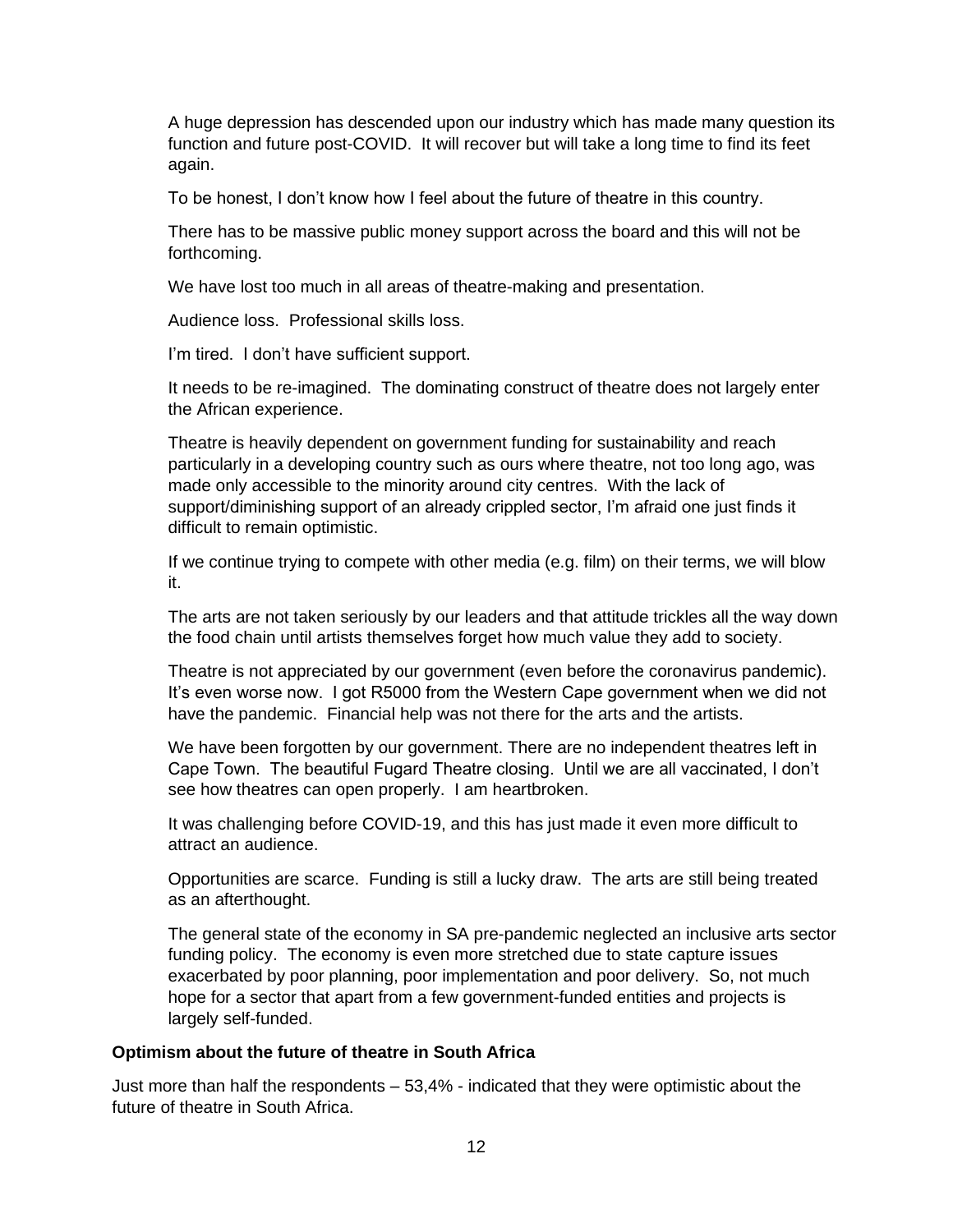A huge depression has descended upon our industry which has made many question its function and future post-COVID.  It will recover but will take a long time to find its feet again.

To be honest, I don't know how I feel about the future of theatre in this country.

There has to be massive public money support across the board and this will not be forthcoming.

We have lost too much in all areas of theatre-making and presentation.

Audience loss.  Professional skills loss.

I'm tired.  I don't have sufficient support.

It needs to be re-imagined.  The dominating construct of theatre does not largely enter the African experience.

Theatre is heavily dependent on government funding for sustainability and reach particularly in a developing country such as ours where theatre, not too long ago, was made only accessible to the minority around city centres.  With the lack of support/diminishing support of an already crippled sector, I'm afraid one just finds it difficult to remain optimistic.

If we continue trying to compete with other media (e.g. film) on their terms, we will blow it.

The arts are not taken seriously by our leaders and that attitude trickles all the way down the food chain until artists themselves forget how much value they add to society.

Theatre is not appreciated by our government (even before the coronavirus pandemic).  It's even worse now.  I got R5000 from the Western Cape government when we did not have the pandemic.  Financial help was not there for the arts and the artists.

We have been forgotten by our government. There are no independent theatres left in Cape Town.  The beautiful Fugard Theatre closing.  Until we are all vaccinated, I don't see how theatres can open properly.  I am heartbroken.

It was challenging before COVID-19, and this has just made it even more difficult to attract an audience.

Opportunities are scarce.  Funding is still a lucky draw.  The arts are still being treated as an afterthought.

The general state of the economy in SA pre-pandemic neglected an inclusive arts sector funding policy.  The economy is even more stretched due to state capture issues exacerbated by poor planning, poor implementation and poor delivery.  So, not much hope for a sector that apart from a few government-funded entities and projects is largely self-funded.

**Optimism about the future of theatre in South Africa**

Just more than half the respondents – 53,4% - indicated that they were optimistic about the future of theatre in South Africa.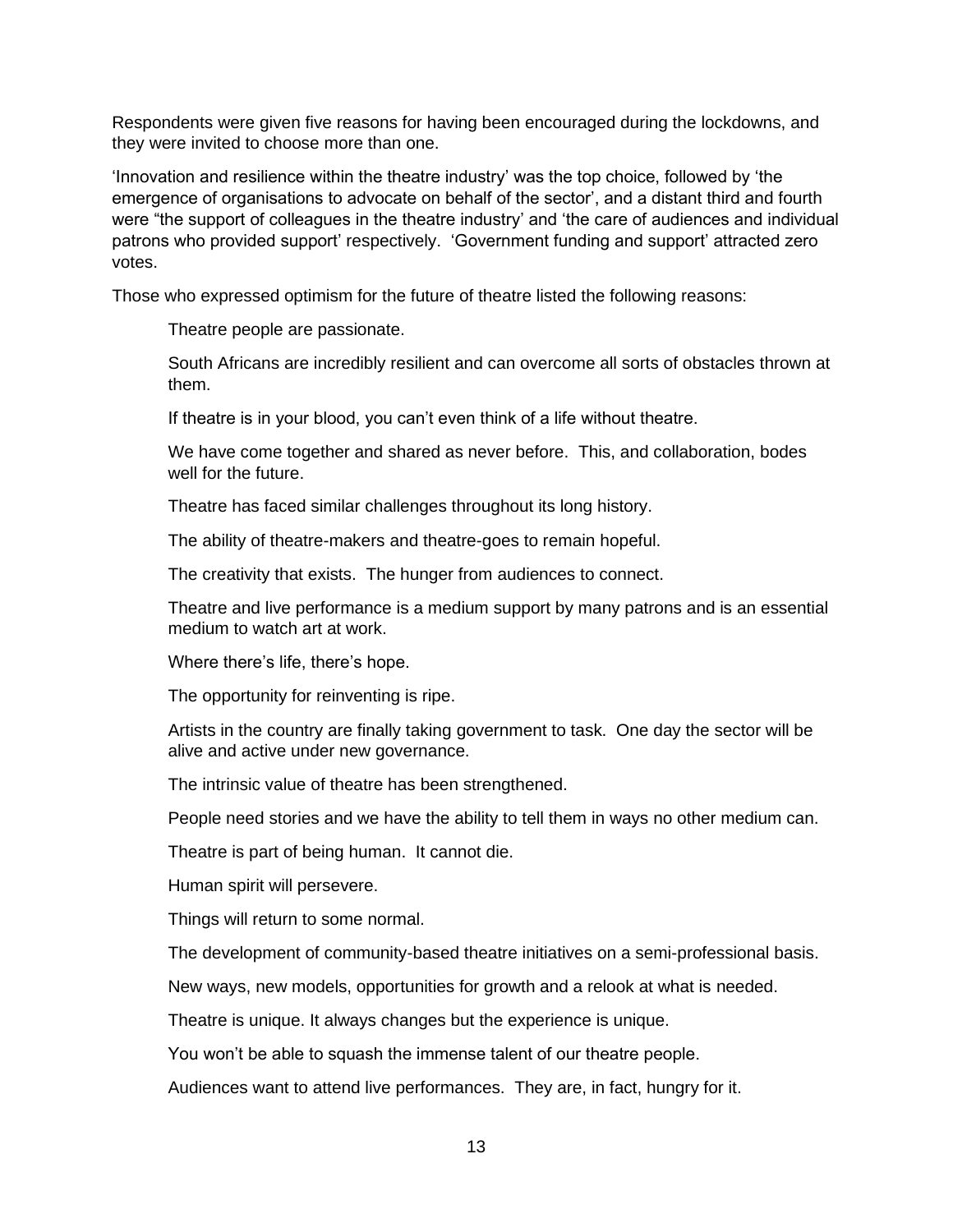Respondents were given five reasons for having been encouraged during the lockdowns, and they were invited to choose more than one.

'Innovation and resilience within the theatre industry' was the top choice, followed by 'the emergence of organisations to advocate on behalf of the sector', and a distant third and fourth were "the support of colleagues in the theatre industry' and 'the care of audiences and individual patrons who provided support' respectively. 'Government funding and support' attracted zero votes.

Those who expressed optimism for the future of theatre listed the following reasons:

> Theatre people are passionate.
>
> South Africans are incredibly resilient and can overcome all sorts of obstacles thrown at them.
>
> If theatre is in your blood, you can't even think of a life without theatre.
>
> We have come together and shared as never before. This, and collaboration, bodes well for the future.
>
> Theatre has faced similar challenges throughout its long history.
>
> The ability of theatre-makers and theatre-goes to remain hopeful.
>
> The creativity that exists. The hunger from audiences to connect.
>
> Theatre and live performance is a medium support by many patrons and is an essential medium to watch art at work.
>
> Where there's life, there's hope.
>
> The opportunity for reinventing is ripe.
>
> Artists in the country are finally taking government to task. One day the sector will be alive and active under new governance.
>
> The intrinsic value of theatre has been strengthened.
>
> People need stories and we have the ability to tell them in ways no other medium can.
>
> Theatre is part of being human. It cannot die.
>
> Human spirit will persevere.
>
> Things will return to some normal.
>
> The development of community-based theatre initiatives on a semi-professional basis.
>
> New ways, new models, opportunities for growth and a relook at what is needed.
>
> Theatre is unique. It always changes but the experience is unique.
>
> You won't be able to squash the immense talent of our theatre people.
>
> Audiences want to attend live performances. They are, in fact, hungry for it.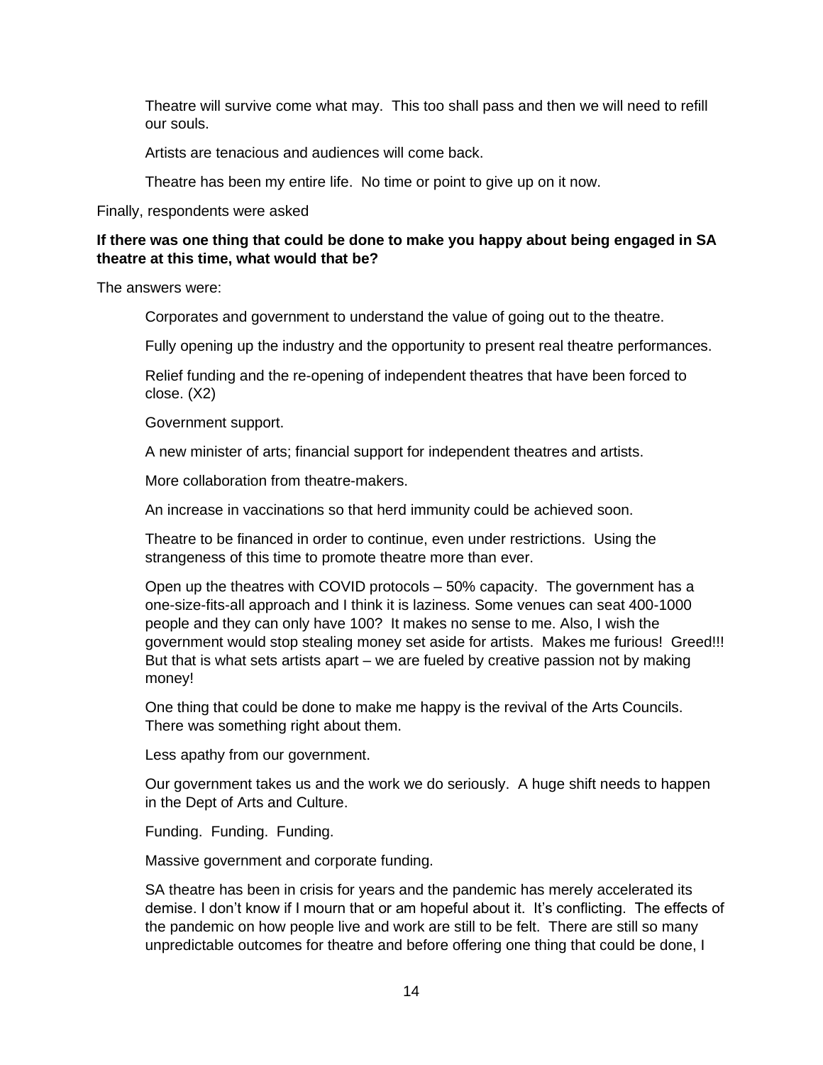Theatre will survive come what may. This too shall pass and then we will need to refill our souls.

Artists are tenacious and audiences will come back.

Theatre has been my entire life. No time or point to give up on it now.

Finally, respondents were asked

**If there was one thing that could be done to make you happy about being engaged in SA theatre at this time, what would that be?**

The answers were:

Corporates and government to understand the value of going out to the theatre.

Fully opening up the industry and the opportunity to present real theatre performances.

Relief funding and the re-opening of independent theatres that have been forced to close. (X2)

Government support.

A new minister of arts; financial support for independent theatres and artists.

More collaboration from theatre-makers.

An increase in vaccinations so that herd immunity could be achieved soon.

Theatre to be financed in order to continue, even under restrictions. Using the strangeness of this time to promote theatre more than ever.

Open up the theatres with COVID protocols – 50% capacity. The government has a one-size-fits-all approach and I think it is laziness. Some venues can seat 400-1000 people and they can only have 100? It makes no sense to me. Also, I wish the government would stop stealing money set aside for artists. Makes me furious! Greed!!! But that is what sets artists apart – we are fueled by creative passion not by making money!

One thing that could be done to make me happy is the revival of the Arts Councils. There was something right about them.

Less apathy from our government.

Our government takes us and the work we do seriously. A huge shift needs to happen in the Dept of Arts and Culture.

Funding. Funding. Funding.

Massive government and corporate funding.

SA theatre has been in crisis for years and the pandemic has merely accelerated its demise. I don't know if I mourn that or am hopeful about it. It's conflicting. The effects of the pandemic on how people live and work are still to be felt. There are still so many unpredictable outcomes for theatre and before offering one thing that could be done, I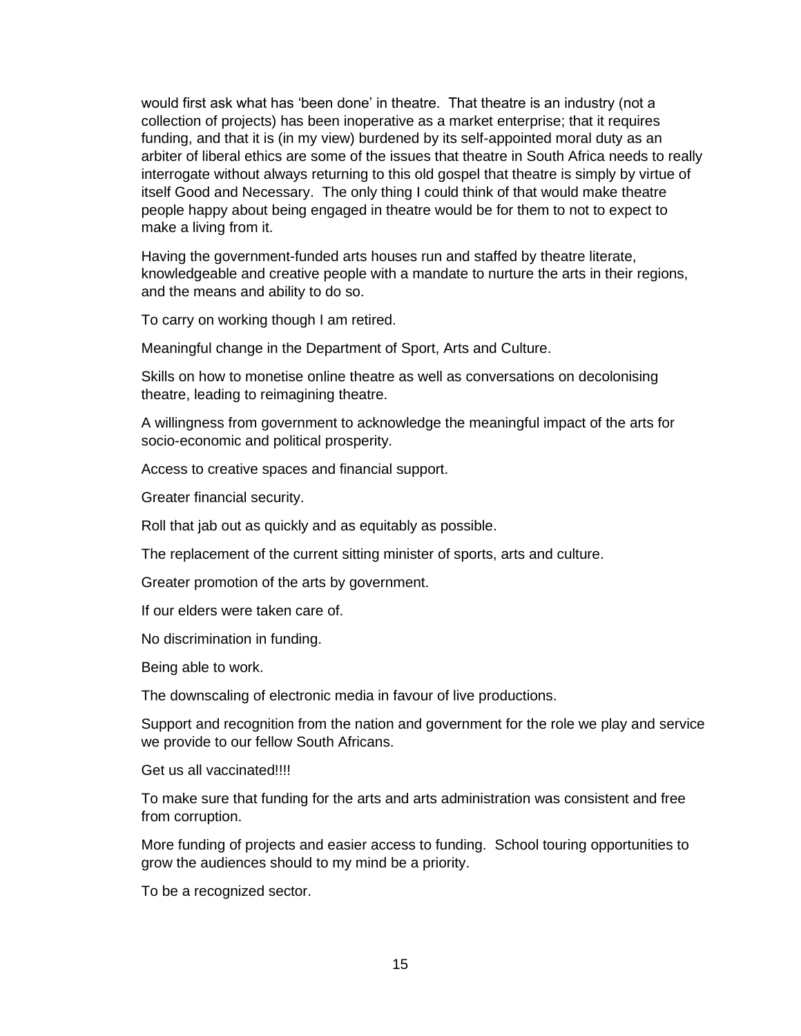would first ask what has 'been done' in theatre. That theatre is an industry (not a collection of projects) has been inoperative as a market enterprise; that it requires funding, and that it is (in my view) burdened by its self-appointed moral duty as an arbiter of liberal ethics are some of the issues that theatre in South Africa needs to really interrogate without always returning to this old gospel that theatre is simply by virtue of itself Good and Necessary. The only thing I could think of that would make theatre people happy about being engaged in theatre would be for them to not to expect to make a living from it.

Having the government-funded arts houses run and staffed by theatre literate, knowledgeable and creative people with a mandate to nurture the arts in their regions, and the means and ability to do so.

To carry on working though I am retired.

Meaningful change in the Department of Sport, Arts and Culture.

Skills on how to monetise online theatre as well as conversations on decolonising theatre, leading to reimagining theatre.

A willingness from government to acknowledge the meaningful impact of the arts for socio-economic and political prosperity.

Access to creative spaces and financial support.

Greater financial security.

Roll that jab out as quickly and as equitably as possible.

The replacement of the current sitting minister of sports, arts and culture.

Greater promotion of the arts by government.

If our elders were taken care of.

No discrimination in funding.

Being able to work.

The downscaling of electronic media in favour of live productions.

Support and recognition from the nation and government for the role we play and service we provide to our fellow South Africans.

Get us all vaccinated!!!!

To make sure that funding for the arts and arts administration was consistent and free from corruption.

More funding of projects and easier access to funding. School touring opportunities to grow the audiences should to my mind be a priority.

To be a recognized sector.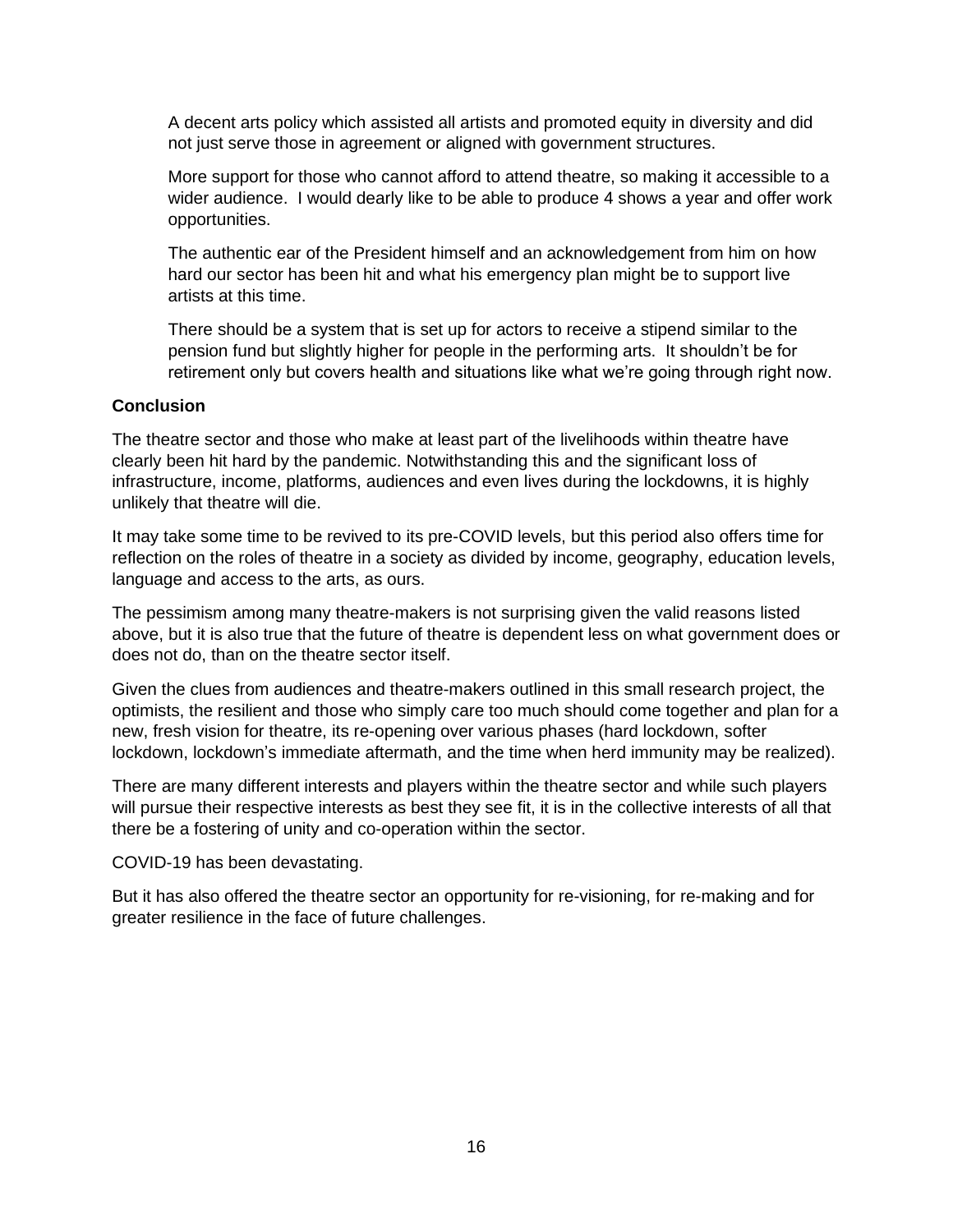> A decent arts policy which assisted all artists and promoted equity in diversity and did not just serve those in agreement or aligned with government structures.
>
> More support for those who cannot afford to attend theatre, so making it accessible to a wider audience. I would dearly like to be able to produce 4 shows a year and offer work opportunities.
>
> The authentic ear of the President himself and an acknowledgement from him on how hard our sector has been hit and what his emergency plan might be to support live artists at this time.
>
> There should be a system that is set up for actors to receive a stipend similar to the pension fund but slightly higher for people in the performing arts. It shouldn't be for retirement only but covers health and situations like what we're going through right now.

**Conclusion**

The theatre sector and those who make at least part of the livelihoods within theatre have clearly been hit hard by the pandemic. Notwithstanding this and the significant loss of infrastructure, income, platforms, audiences and even lives during the lockdowns, it is highly unlikely that theatre will die.

It may take some time to be revived to its pre-COVID levels, but this period also offers time for reflection on the roles of theatre in a society as divided by income, geography, education levels, language and access to the arts, as ours.

The pessimism among many theatre-makers is not surprising given the valid reasons listed above, but it is also true that the future of theatre is dependent less on what government does or does not do, than on the theatre sector itself.

Given the clues from audiences and theatre-makers outlined in this small research project, the optimists, the resilient and those who simply care too much should come together and plan for a new, fresh vision for theatre, its re-opening over various phases (hard lockdown, softer lockdown, lockdown's immediate aftermath, and the time when herd immunity may be realized).

There are many different interests and players within the theatre sector and while such players will pursue their respective interests as best they see fit, it is in the collective interests of all that there be a fostering of unity and co-operation within the sector.

COVID-19 has been devastating.

But it has also offered the theatre sector an opportunity for re-visioning, for re-making and for greater resilience in the face of future challenges.